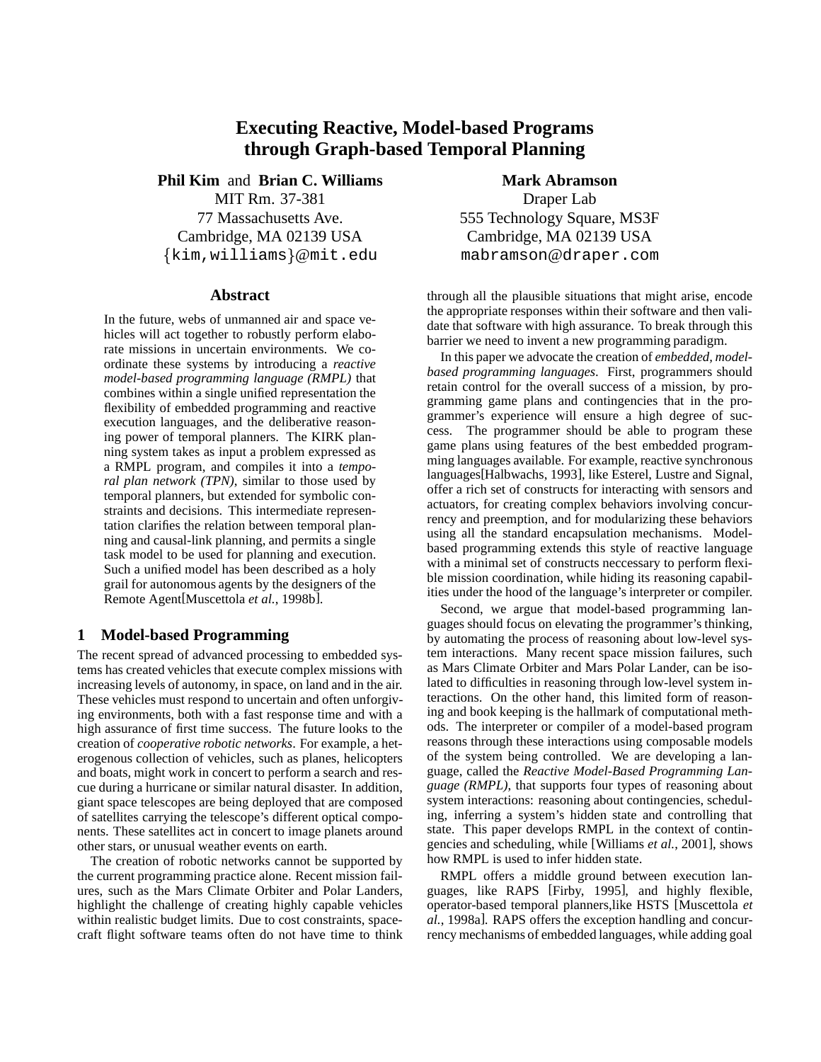# Executing Reactive, Model-based Programs through Graph-based Temporal Planning

**Phil Kim** and **Brian C. Williams**
MIT Rm. 37-381
77 Massachusetts Ave.
Cambridge, MA 02139 USA
{kim,williams}@mit.edu

**Mark Abramson**
Draper Lab
555 Technology Square, MS3F
Cambridge, MA 02139 USA
mabramson@draper.com

## Abstract

In the future, webs of unmanned air and space vehicles will act together to robustly perform elaborate missions in uncertain environments. We coordinate these systems by introducing a *reactive model-based programming language (RMPL)* that combines within a single unified representation the flexibility of embedded programming and reactive execution languages, and the deliberative reasoning power of temporal planners. The KIRK planning system takes as input a problem expressed as a RMPL program, and compiles it into a *temporal plan network (TPN)*, similar to those used by temporal planners, but extended for symbolic constraints and decisions. This intermediate representation clarifies the relation between temporal planning and causal-link planning, and permits a single task model to be used for planning and execution. Such a unified model has been described as a holy grail for autonomous agents by the designers of the Remote Agent[Muscettola *et al.*, 1998b].

## 1 Model-based Programming

The recent spread of advanced processing to embedded systems has created vehicles that execute complex missions with increasing levels of autonomy, in space, on land and in the air. These vehicles must respond to uncertain and often unforgiving environments, both with a fast response time and with a high assurance of first time success. The future looks to the creation of *cooperative robotic networks*. For example, a heterogenous collection of vehicles, such as planes, helicopters and boats, might work in concert to perform a search and rescue during a hurricane or similar natural disaster. In addition, giant space telescopes are being deployed that are composed of satellites carrying the telescope's different optical components. These satellites act in concert to image planets around other stars, or unusual weather events on earth.

The creation of robotic networks cannot be supported by the current programming practice alone. Recent mission failures, such as the Mars Climate Orbiter and Polar Landers, highlight the challenge of creating highly capable vehicles within realistic budget limits. Due to cost constraints, spacecraft flight software teams often do not have time to think through all the plausible situations that might arise, encode the appropriate responses within their software and then validate that software with high assurance. To break through this barrier we need to invent a new programming paradigm.

In this paper we advocate the creation of *embedded, model-based programming languages*. First, programmers should retain control for the overall success of a mission, by programming game plans and contingencies that in the programmer's experience will ensure a high degree of success. The programmer should be able to program these game plans using features of the best embedded programming languages available. For example, reactive synchronous languages[Halbwachs, 1993], like Esterel, Lustre and Signal, offer a rich set of constructs for interacting with sensors and actuators, for creating complex behaviors involving concurrency and preemption, and for modularizing these behaviors using all the standard encapsulation mechanisms. Model-based programming extends this style of reactive language with a minimal set of constructs neccessary to perform flexible mission coordination, while hiding its reasoning capabilities under the hood of the language's interpreter or compiler.

Second, we argue that model-based programming languages should focus on elevating the programmer's thinking, by automating the process of reasoning about low-level system interactions. Many recent space mission failures, such as Mars Climate Orbiter and Mars Polar Lander, can be isolated to difficulties in reasoning through low-level system interactions. On the other hand, this limited form of reasoning and book keeping is the hallmark of computational methods. The interpreter or compiler of a model-based program reasons through these interactions using composable models of the system being controlled. We are developing a language, called the *Reactive Model-Based Programming Language (RMPL)*, that supports four types of reasoning about system interactions: reasoning about contingencies, scheduling, inferring a system's hidden state and controlling that state. This paper develops RMPL in the context of contingencies and scheduling, while [Williams *et al.*, 2001], shows how RMPL is used to infer hidden state.

RMPL offers a middle ground between execution languages, like RAPS [Firby, 1995], and highly flexible, operator-based temporal planners,like HSTS [Muscettola *et al.*, 1998a]. RAPS offers the exception handling and concurrency mechanisms of embedded languages, while adding goal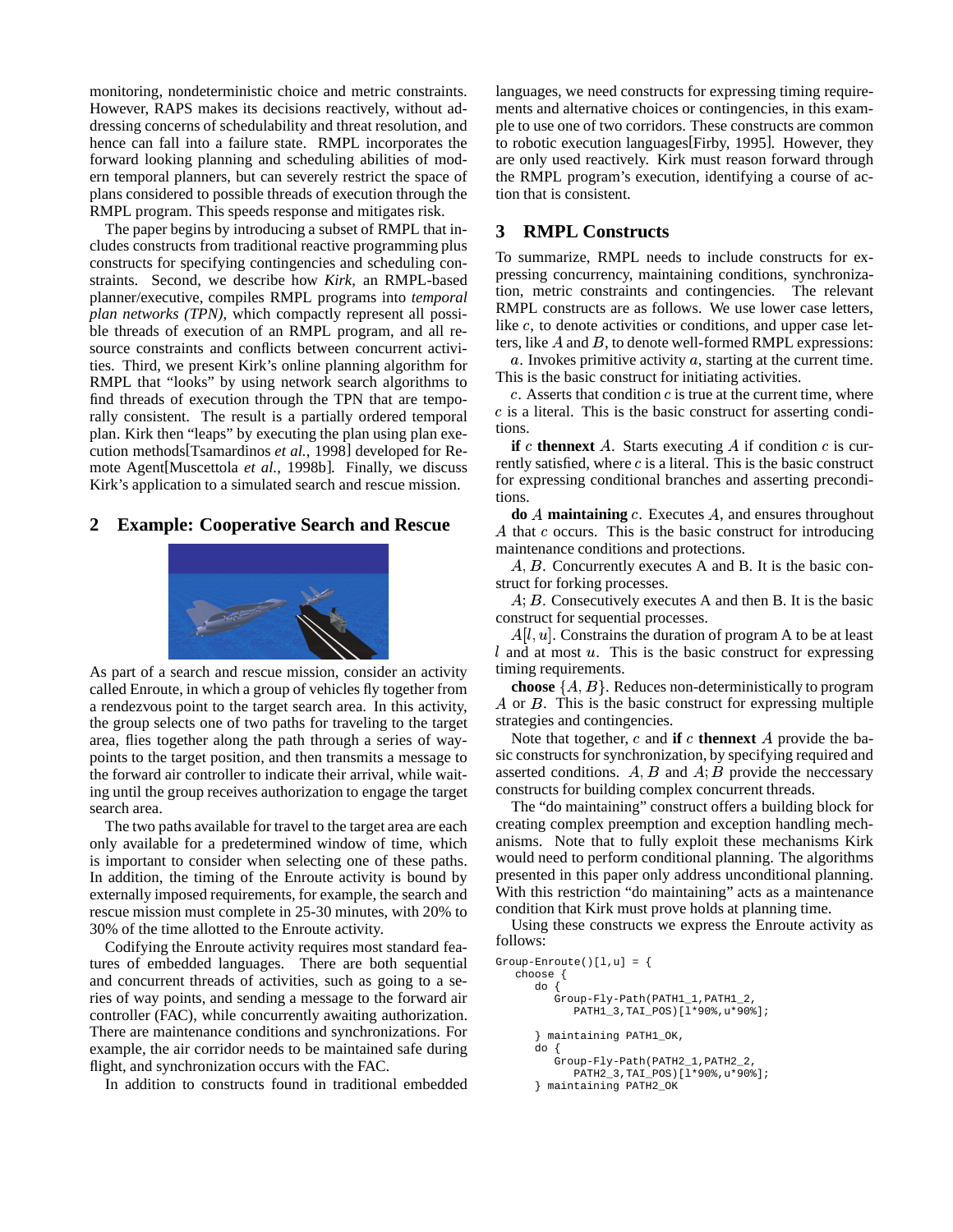monitoring, nondeterministic choice and metric constraints. However, RAPS makes its decisions reactively, without addressing concerns of schedulability and threat resolution, and hence can fall into a failure state. RMPL incorporates the forward looking planning and scheduling abilities of modern temporal planners, but can severely restrict the space of plans considered to possible threads of execution through the RMPL program. This speeds response and mitigates risk.

The paper begins by introducing a subset of RMPL that includes constructs from traditional reactive programming plus constructs for specifying contingencies and scheduling constraints. Second, we describe how *Kirk*, an RMPL-based planner/executive, compiles RMPL programs into *temporal plan networks (TPN)*, which compactly represent all possible threads of execution of an RMPL program, and all resource constraints and conflicts between concurrent activities. Third, we present Kirk's online planning algorithm for RMPL that "looks" by using network search algorithms to find threads of execution through the TPN that are temporally consistent. The result is a partially ordered temporal plan. Kirk then "leaps" by executing the plan using plan execution methods[Tsamardinos *et al.*, 1998] developed for Remote Agent[Muscettola *et al.*, 1998b]. Finally, we discuss Kirk's application to a simulated search and rescue mission.

## 2 Example: Cooperative Search and Rescue

As part of a search and rescue mission, consider an activity called Enroute, in which a group of vehicles fly together from a rendezvous point to the target search area. In this activity, the group selects one of two paths for traveling to the target area, flies together along the path through a series of waypoints to the target position, and then transmits a message to the forward air controller to indicate their arrival, while waiting until the group receives authorization to engage the target search area.

The two paths available for travel to the target area are each only available for a predetermined window of time, which is important to consider when selecting one of these paths. In addition, the timing of the Enroute activity is bound by externally imposed requirements, for example, the search and rescue mission must complete in 25-30 minutes, with 20% to 30% of the time allotted to the Enroute activity.

Codifying the Enroute activity requires most standard features of embedded languages. There are both sequential and concurrent threads of activities, such as going to a series of way points, and sending a message to the forward air controller (FAC), while concurrently awaiting authorization. There are maintenance conditions and synchronizations. For example, the air corridor needs to be maintained safe during flight, and synchronization occurs with the FAC.

In addition to constructs found in traditional embedded languages, we need constructs for expressing timing requirements and alternative choices or contingencies, in this example to use one of two corridors. These constructs are common to robotic execution languages[Firby, 1995]. However, they are only used reactively. Kirk must reason forward through the RMPL program's execution, identifying a course of action that is consistent.

## 3 RMPL Constructs

To summarize, RMPL needs to include constructs for expressing concurrency, maintaining conditions, synchronization, metric constraints and contingencies. The relevant RMPL constructs are as follows. We use lower case letters, like $c$, to denote activities or conditions, and upper case letters, like $A$ and $B$, to denote well-formed RMPL expressions:

$a$. Invokes primitive activity $a$, starting at the current time. This is the basic construct for initiating activities.

$c$. Asserts that condition $c$ is true at the current time, where $c$ is a literal. This is the basic construct for asserting conditions.

**if** $c$ **thennext** $A$. Starts executing $A$ if condition $c$ is currently satisfied, where $c$ is a literal. This is the basic construct for expressing conditional branches and asserting preconditions.

**do** $A$ **maintaining** $c$. Executes $A$, and ensures throughout $A$ that $c$ occurs. This is the basic construct for introducing maintenance conditions and protections.

$A, B$. Concurrently executes A and B. It is the basic construct for forking processes.

$A; B$. Consecutively executes A and then B. It is the basic construct for sequential processes.

$A[l, u]$. Constrains the duration of program A to be at least $l$ and at most $u$. This is the basic construct for expressing timing requirements.

**choose** $\{A, B\}$. Reduces non-deterministically to program $A$ or $B$. This is the basic construct for expressing multiple strategies and contingencies.

Note that together, $c$ and **if** $c$ **thennext** $A$ provide the basic constructs for synchronization, by specifying required and asserted conditions. $A, B$ and $A; B$ provide the neccessary constructs for building complex concurrent threads.

The "do maintaining" construct offers a building block for creating complex preemption and exception handling mechanisms. Note that to fully exploit these mechanisms Kirk would need to perform conditional planning. The algorithms presented in this paper only address unconditional planning. With this restriction "do maintaining" acts as a maintenance condition that Kirk must prove holds at planning time.

Using these constructs we express the Enroute activity as follows:

```
Group-Enroute()[l,u] = {
   choose {
      do {
         Group-Fly-Path(PATH1_1,PATH1_2,
            PATH1_3,TAI_POS)[l*90%,u*90%];

      } maintaining PATH1_OK,
      do {
         Group-Fly-Path(PATH2_1,PATH2_2,
            PATH2_3,TAI_POS)[l*90%,u*90%];
      } maintaining PATH2_OK
```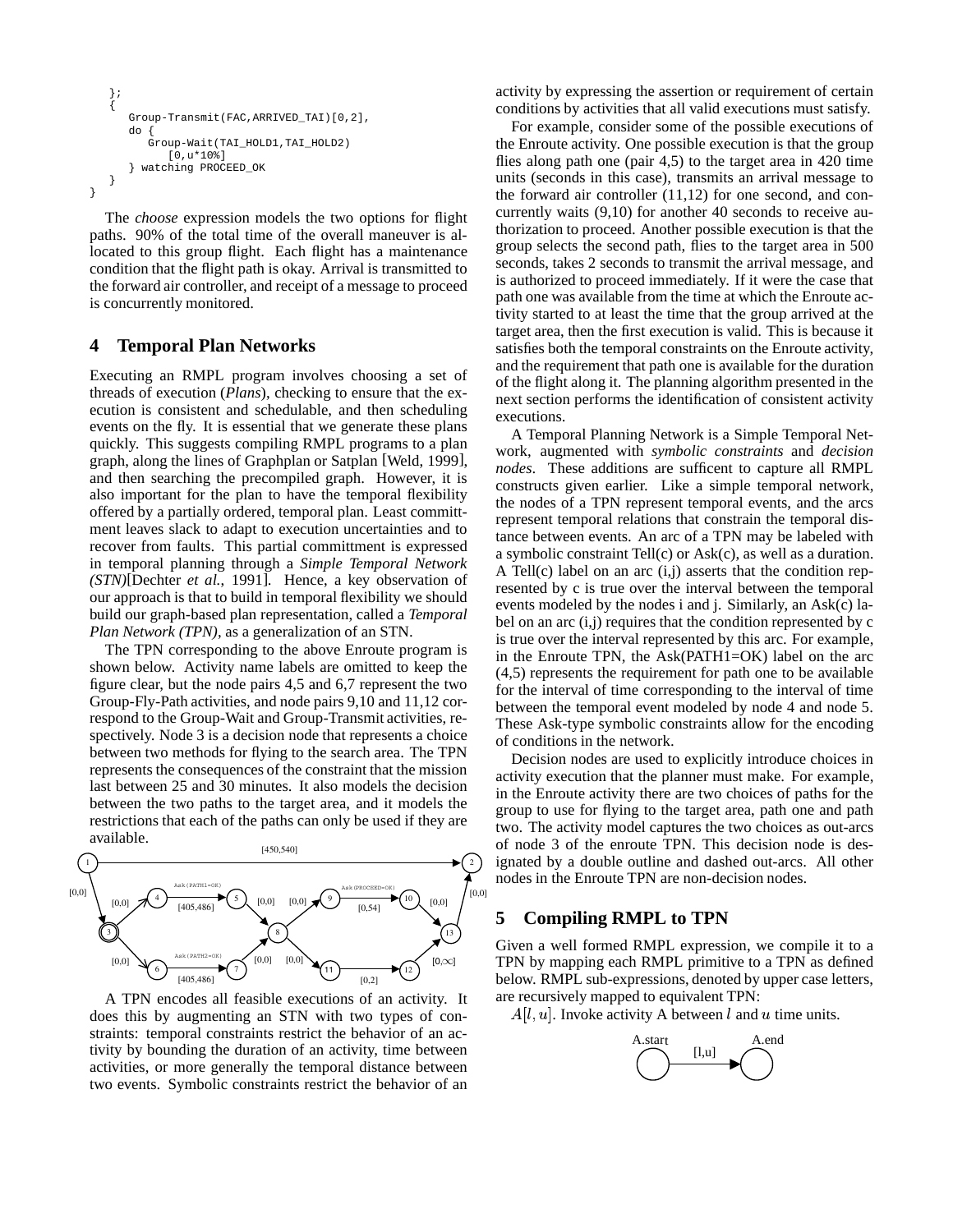```
    };
    {
       Group-Transmit(FAC,ARRIVED_TAI)[0,2],
       do {
          Group-Wait(TAI_HOLD1,TAI_HOLD2)
             [0,u*10%]
       } watching PROCEED_OK
    }
}
```

The *choose* expression models the two options for flight paths. 90% of the total time of the overall maneuver is allocated to this group flight. Each flight has a maintenance condition that the flight path is okay. Arrival is transmitted to the forward air controller, and receipt of a message to proceed is concurrently monitored.

## 4 Temporal Plan Networks

Executing an RMPL program involves choosing a set of threads of execution (*Plans*), checking to ensure that the execution is consistent and schedulable, and then scheduling events on the fly. It is essential that we generate these plans quickly. This suggests compiling RMPL programs to a plan graph, along the lines of Graphplan or Satplan [Weld, 1999], and then searching the precompiled graph. However, it is also important for the plan to have the temporal flexibility offered by a partially ordered, temporal plan. Least committment leaves slack to adapt to execution uncertainties and to recover from faults. This partial committment is expressed in temporal planning through a *Simple Temporal Network (STN)*[Dechter *et al.*, 1991]. Hence, a key observation of our approach is that to build in temporal flexibility we should build our graph-based plan representation, called a *Temporal Plan Network (TPN)*, as a generalization of an STN.

The TPN corresponding to the above Enroute program is shown below. Activity name labels are omitted to keep the figure clear, but the node pairs 4,5 and 6,7 represent the two Group-Fly-Path activities, and node pairs 9,10 and 11,12 correspond to the Group-Wait and Group-Transmit activities, respectively. Node 3 is a decision node that represents a choice between two methods for flying to the search area. The TPN represents the consequences of the constraint that the mission last between 25 and 30 minutes. It also models the decision between the two paths to the target area, and it models the restrictions that each of the paths can only be used if they are available.

A TPN encodes all feasible executions of an activity. It does this by augmenting an STN with two types of constraints: temporal constraints restrict the behavior of an activity by bounding the duration of an activity, time between activities, or more generally the temporal distance between two events. Symbolic constraints restrict the behavior of an activity by expressing the assertion or requirement of certain conditions by activities that all valid executions must satisfy.

For example, consider some of the possible executions of the Enroute activity. One possible execution is that the group flies along path one (pair 4,5) to the target area in 420 time units (seconds in this case), transmits an arrival message to the forward air controller (11,12) for one second, and concurrently waits (9,10) for another 40 seconds to receive authorization to proceed. Another possible execution is that the group selects the second path, flies to the target area in 500 seconds, takes 2 seconds to transmit the arrival message, and is authorized to proceed immediately. If it were the case that path one was available from the time at which the Enroute activity started to at least the time that the group arrived at the target area, then the first execution is valid. This is because it satisfies both the temporal constraints on the Enroute activity, and the requirement that path one is available for the duration of the flight along it. The planning algorithm presented in the next section performs the identification of consistent activity executions.

A Temporal Planning Network is a Simple Temporal Network, augmented with *symbolic constraints* and *decision nodes*. These additions are sufficent to capture all RMPL constructs given earlier. Like a simple temporal network, the nodes of a TPN represent temporal events, and the arcs represent temporal relations that constrain the temporal distance between events. An arc of a TPN may be labeled with a symbolic constraint Tell(c) or Ask(c), as well as a duration. A Tell(c) label on an arc (i,j) asserts that the condition represented by c is true over the interval between the temporal events modeled by the nodes i and j. Similarly, an Ask(c) label on an arc (i,j) requires that the condition represented by c is true over the interval represented by this arc. For example, in the Enroute TPN, the Ask(PATH1=OK) label on the arc (4,5) represents the requirement for path one to be available for the interval of time corresponding to the interval of time between the temporal event modeled by node 4 and node 5. These Ask-type symbolic constraints allow for the encoding of conditions in the network.

Decision nodes are used to explicitly introduce choices in activity execution that the planner must make. For example, in the Enroute activity there are two choices of paths for the group to use for flying to the target area, path one and path two. The activity model captures the two choices as out-arcs of node 3 of the enroute TPN. This decision node is designated by a double outline and dashed out-arcs. All other nodes in the Enroute TPN are non-decision nodes.

## 5 Compiling RMPL to TPN

Given a well formed RMPL expression, we compile it to a TPN by mapping each RMPL primitive to a TPN as defined below. RMPL sub-expressions, denoted by upper case letters, are recursively mapped to equivalent TPN:

$A[l,u]$. Invoke activity A between $l$ and $u$ time units.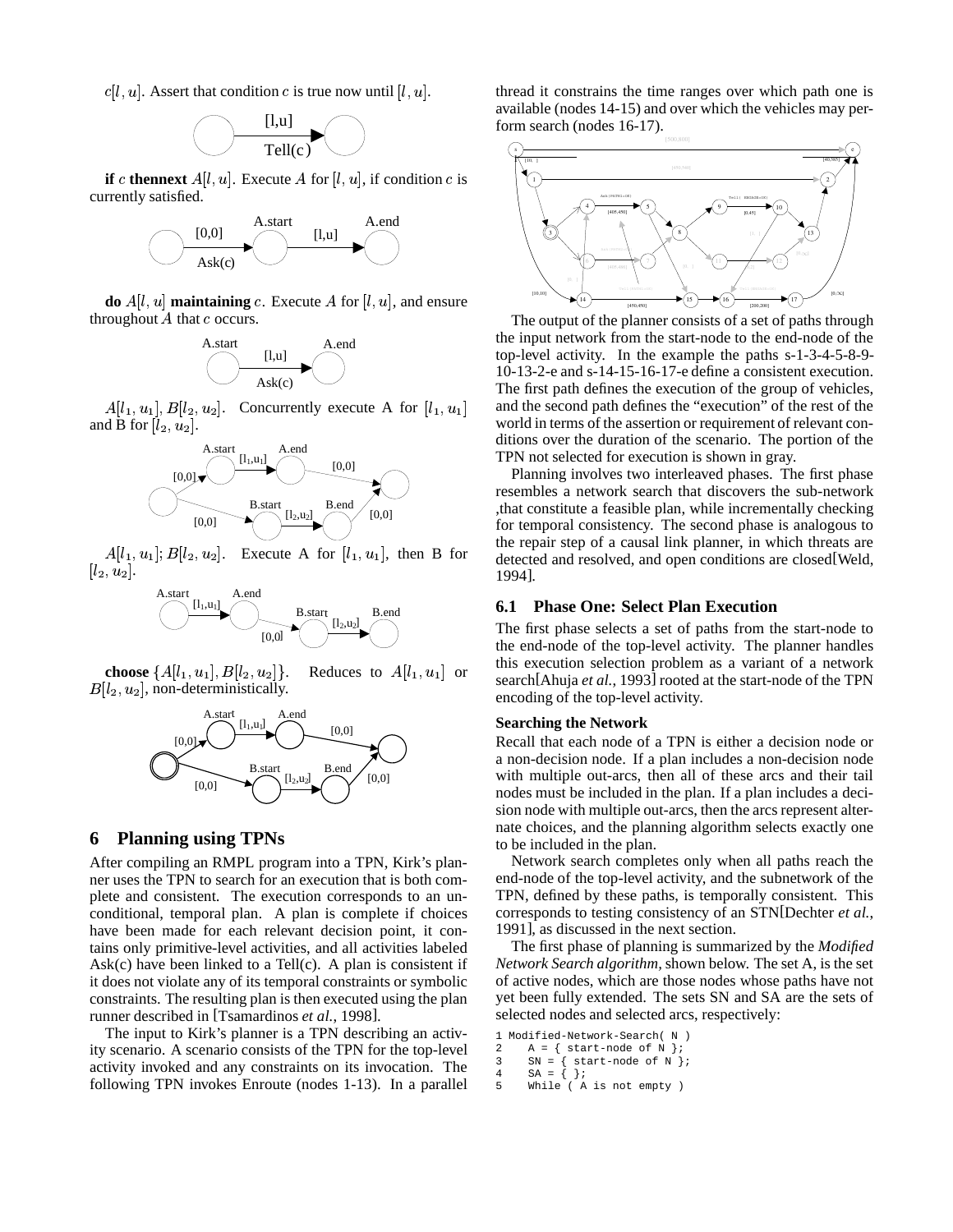$c[l, u]$. Assert that condition $c$ is true now until $[l, u]$.

**if** $c$ **thennext** $A[l, u]$. Execute $A$ for $[l, u]$, if condition $c$ is currently satisfied.

**do** $A[l, u]$ **maintaining** $c$. Execute $A$ for $[l, u]$, and ensure throughout $A$ that $c$ occurs.

$A[l_1, u_1], B[l_2, u_2]$. Concurrently execute A for $[l_1, u_1]$ and B for $[l_2, u_2]$.

$A[l_1, u_1]; B[l_2, u_2]$. Execute A for $[l_1, u_1]$, then B for $[l_2, u_2]$.

**choose** $\{A[l_1, u_1], B[l_2, u_2]\}$. Reduces to $A[l_1, u_1]$ or $B[l_2, u_2]$, non-deterministically.

## 6 Planning using TPNs

After compiling an RMPL program into a TPN, Kirk's planner uses the TPN to search for an execution that is both complete and consistent. The execution corresponds to an unconditional, temporal plan. A plan is complete if choices have been made for each relevant decision point, it contains only primitive-level activities, and all activities labeled Ask(c) have been linked to a Tell(c). A plan is consistent if it does not violate any of its temporal constraints or symbolic constraints. The resulting plan is then executed using the plan runner described in [Tsamardinos *et al.*, 1998].

The input to Kirk's planner is a TPN describing an activity scenario. A scenario consists of the TPN for the top-level activity invoked and any constraints on its invocation. The following TPN invokes Enroute (nodes 1-13). In a parallel thread it constrains the time ranges over which path one is available (nodes 14-15) and over which the vehicles may perform search (nodes 16-17).

The output of the planner consists of a set of paths through the input network from the start-node to the end-node of the top-level activity. In the example the paths s-1-3-4-5-8-9-10-13-2-e and s-14-15-16-17-e define a consistent execution. The first path defines the execution of the group of vehicles, and the second path defines the "execution" of the rest of the world in terms of the assertion or requirement of relevant conditions over the duration of the scenario. The portion of the TPN not selected for execution is shown in gray.

Planning involves two interleaved phases. The first phase resembles a network search that discovers the sub-network ,that constitute a feasible plan, while incrementally checking for temporal consistency. The second phase is analogous to the repair step of a causal link planner, in which threats are detected and resolved, and open conditions are closed[Weld, 1994].

### 6.1 Phase One: Select Plan Execution

The first phase selects a set of paths from the start-node to the end-node of the top-level activity. The planner handles this execution selection problem as a variant of a network search[Ahuja *et al.*, 1993] rooted at the start-node of the TPN encoding of the top-level activity.

#### Searching the Network

Recall that each node of a TPN is either a decision node or a non-decision node. If a plan includes a non-decision node with multiple out-arcs, then all of these arcs and their tail nodes must be included in the plan. If a plan includes a decision node with multiple out-arcs, then the arcs represent alternate choices, and the planning algorithm selects exactly one to be included in the plan.

Network search completes only when all paths reach the end-node of the top-level activity, and the subnetwork of the TPN, defined by these paths, is temporally consistent. This corresponds to testing consistency of an STN[Dechter *et al.*, 1991], as discussed in the next section.

The first phase of planning is summarized by the *Modified Network Search algorithm*, shown below. The set A, is the set of active nodes, which are those nodes whose paths have not yet been fully extended. The sets SN and SA are the sets of selected nodes and selected arcs, respectively:

```
1 Modified-Network-Search( N )
2    A = { start-node of N };
3    SN = { start-node of N };
4    SA = { };
5    While ( A is not empty )
```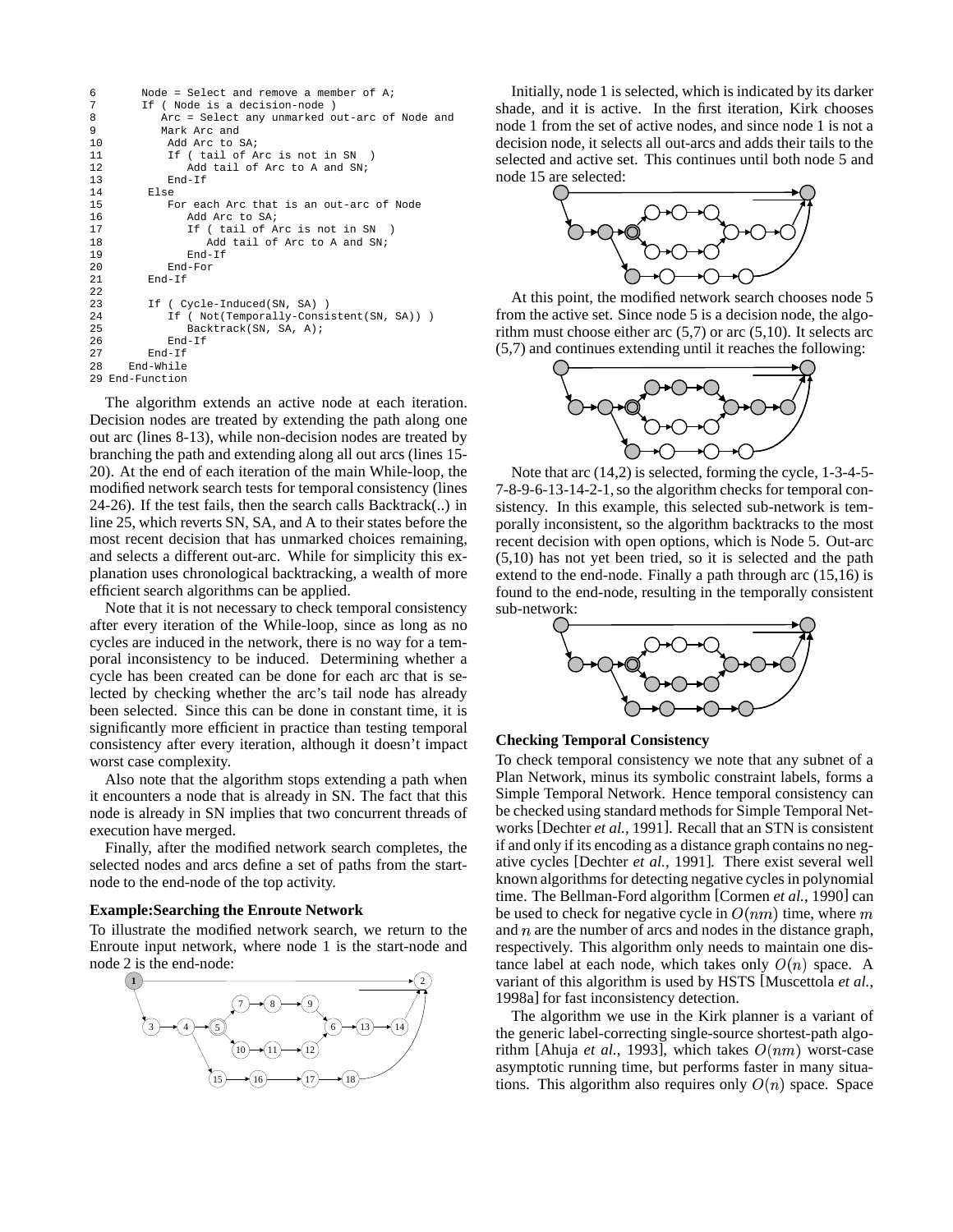```
6        Node = Select and remove a member of A;
7        If ( Node is a decision-node )
8           Arc = Select any unmarked out-arc of Node and
9           Mark Arc and
10           Add Arc to SA;
11           If ( tail of Arc is not in SN  )
12              Add tail of Arc to A and SN;
13           End-If
14        Else
15           For each Arc that is an out-arc of Node
16              Add Arc to SA;
17              If ( tail of Arc is not in SN  )
18                 Add tail of Arc to A and SN;
19              End-If
20           End-For
21        End-If
22
23        If ( Cycle-Induced(SN, SA) )
24           If ( Not(Temporally-Consistent(SN, SA)) )
25              Backtrack(SN, SA, A);
26           End-If
27        End-If
28     End-While
29 End-Function
```

The algorithm extends an active node at each iteration. Decision nodes are treated by extending the path along one out arc (lines 8-13), while non-decision nodes are treated by branching the path and extending along all out arcs (lines 15-20). At the end of each iteration of the main While-loop, the modified network search tests for temporal consistency (lines 24-26). If the test fails, then the search calls Backtrack(..) in line 25, which reverts SN, SA, and A to their states before the most recent decision that has unmarked choices remaining, and selects a different out-arc. While for simplicity this explanation uses chronological backtracking, a wealth of more efficient search algorithms can be applied.

Note that it is not necessary to check temporal consistency after every iteration of the While-loop, since as long as no cycles are induced in the network, there is no way for a temporal inconsistency to be induced. Determining whether a cycle has been created can be done for each arc that is selected by checking whether the arc's tail node has already been selected. Since this can be done in constant time, it is significantly more efficient in practice than testing temporal consistency after every iteration, although it doesn't impact worst case complexity.

Also note that the algorithm stops extending a path when it encounters a node that is already in SN. The fact that this node is already in SN implies that two concurrent threads of execution have merged.

Finally, after the modified network search completes, the selected nodes and arcs define a set of paths from the start-node to the end-node of the top activity.

**Example:Searching the Enroute Network**

To illustrate the modified network search, we return to the Enroute input network, where node 1 is the start-node and node 2 is the end-node:

Initially, node 1 is selected, which is indicated by its darker shade, and it is active. In the first iteration, Kirk chooses node 1 from the set of active nodes, and since node 1 is not a decision node, it selects all out-arcs and adds their tails to the selected and active set. This continues until both node 5 and node 15 are selected:

At this point, the modified network search chooses node 5 from the active set. Since node 5 is a decision node, the algorithm must choose either arc (5,7) or arc (5,10). It selects arc (5,7) and continues extending until it reaches the following:

Note that arc (14,2) is selected, forming the cycle, 1-3-4-5-7-8-9-6-13-14-2-1, so the algorithm checks for temporal consistency. In this example, this selected sub-network is temporally inconsistent, so the algorithm backtracks to the most recent decision with open options, which is Node 5. Out-arc (5,10) has not yet been tried, so it is selected and the path extend to the end-node. Finally a path through arc (15,16) is found to the end-node, resulting in the temporally consistent sub-network:

**Checking Temporal Consistency**

To check temporal consistency we note that any subnet of a Plan Network, minus its symbolic constraint labels, forms a Simple Temporal Network. Hence temporal consistency can be checked using standard methods for Simple Temporal Networks [Dechter *et al.*, 1991]. Recall that an STN is consistent if and only if its encoding as a distance graph contains no negative cycles [Dechter *et al.*, 1991]. There exist several well known algorithms for detecting negative cycles in polynomial time. The Bellman-Ford algorithm [Cormen *et al.*, 1990] can be used to check for negative cycle in $O(nm)$ time, where $m$ and $n$ are the number of arcs and nodes in the distance graph, respectively. This algorithm only needs to maintain one distance label at each node, which takes only $O(n)$ space. A variant of this algorithm is used by HSTS [Muscettola *et al.*, 1998a] for fast inconsistency detection.

The algorithm we use in the Kirk planner is a variant of the generic label-correcting single-source shortest-path algorithm [Ahuja *et al.*, 1993], which takes $O(nm)$ worst-case asymptotic running time, but performs faster in many situations. This algorithm also requires only $O(n)$ space. Space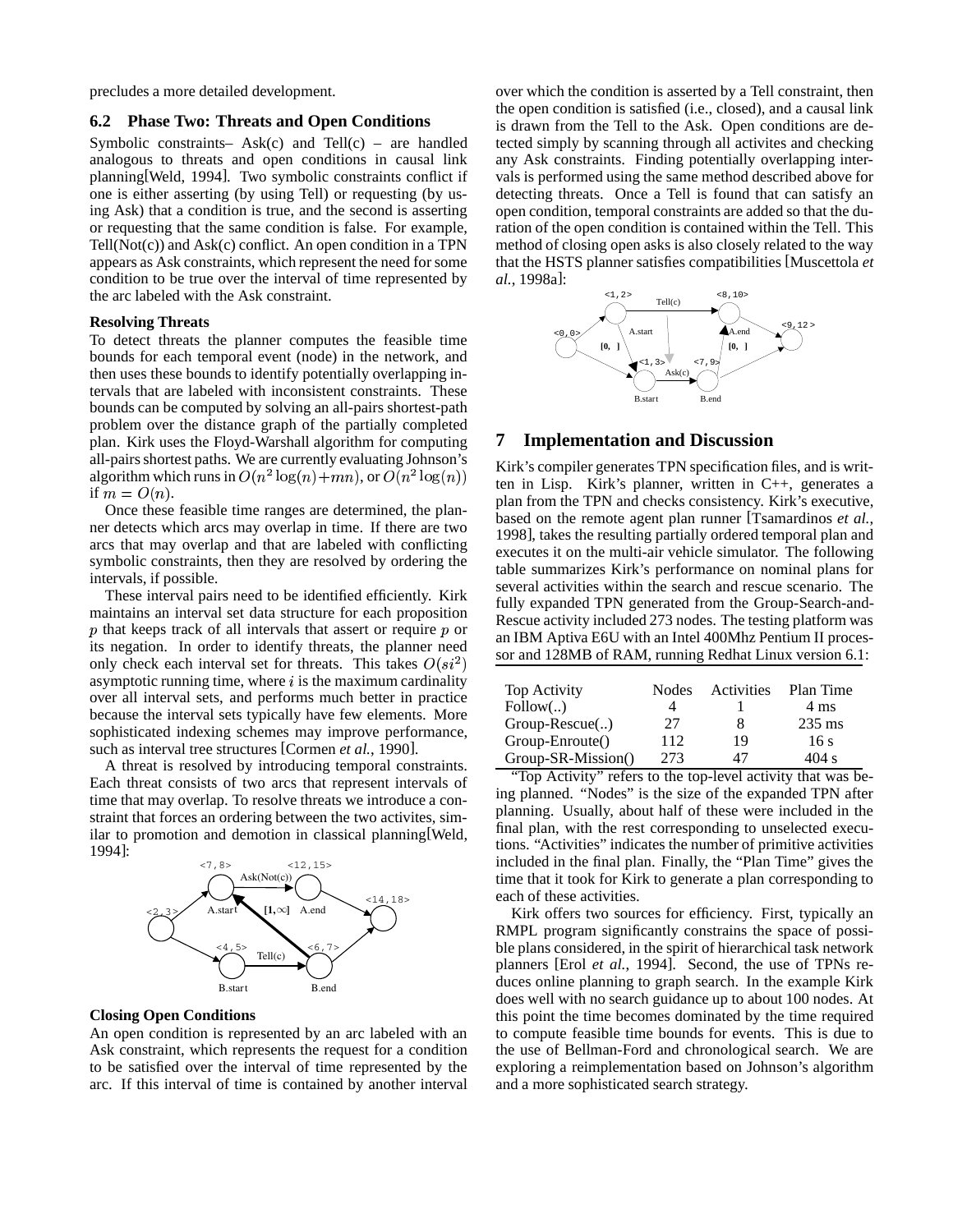precludes a more detailed development.

### 6.2 Phase Two: Threats and Open Conditions

Symbolic constraints– Ask(c) and Tell(c) – are handled analogous to threats and open conditions in causal link planning[Weld, 1994]. Two symbolic constraints conflict if one is either asserting (by using Tell) or requesting (by using Ask) that a condition is true, and the second is asserting or requesting that the same condition is false. For example, Tell(Not(c)) and Ask(c) conflict. An open condition in a TPN appears as Ask constraints, which represent the need for some condition to be true over the interval of time represented by the arc labeled with the Ask constraint.

**Resolving Threats**

To detect threats the planner computes the feasible time bounds for each temporal event (node) in the network, and then uses these bounds to identify potentially overlapping intervals that are labeled with inconsistent constraints. These bounds can be computed by solving an all-pairs shortest-path problem over the distance graph of the partially completed plan. Kirk uses the Floyd-Warshall algorithm for computing all-pairs shortest paths. We are currently evaluating Johnson's algorithm which runs in $O(n^2 \log(n) + mn)$, or $O(n^2 \log(n))$ if $m = O(n)$.

Once these feasible time ranges are determined, the planner detects which arcs may overlap in time. If there are two arcs that may overlap and that are labeled with conflicting symbolic constraints, then they are resolved by ordering the intervals, if possible.

These interval pairs need to be identified efficiently. Kirk maintains an interval set data structure for each proposition $p$ that keeps track of all intervals that assert or require $p$ or its negation. In order to identify threats, the planner need only check each interval set for threats. This takes $O(si^2)$ asymptotic running time, where $i$ is the maximum cardinality over all interval sets, and performs much better in practice because the interval sets typically have few elements. More sophisticated indexing schemes may improve performance, such as interval tree structures [Cormen *et al.*, 1990].

A threat is resolved by introducing temporal constraints. Each threat consists of two arcs that represent intervals of time that may overlap. To resolve threats we introduce a constraint that forces an ordering between the two activites, similar to promotion and demotion in classical planning[Weld, 1994]:

**Closing Open Conditions**

An open condition is represented by an arc labeled with an Ask constraint, which represents the request for a condition to be satisfied over the interval of time represented by the arc. If this interval of time is contained by another interval over which the condition is asserted by a Tell constraint, then the open condition is satisfied (i.e., closed), and a causal link is drawn from the Tell to the Ask. Open conditions are detected simply by scanning through all activites and checking any Ask constraints. Finding potentially overlapping intervals is performed using the same method described above for detecting threats. Once a Tell is found that can satisfy an open condition, temporal constraints are added so that the duration of the open condition is contained within the Tell. This method of closing open asks is also closely related to the way that the HSTS planner satisfies compatibilities [Muscettola *et al.*, 1998a]:

## 7 Implementation and Discussion

Kirk's compiler generates TPN specification files, and is written in Lisp. Kirk's planner, written in C++, generates a plan from the TPN and checks consistency. Kirk's executive, based on the remote agent plan runner [Tsamardinos *et al.*, 1998], takes the resulting partially ordered temporal plan and executes it on the multi-air vehicle simulator. The following table summarizes Kirk's performance on nominal plans for several activities within the search and rescue scenario. The fully expanded TPN generated from the Group-Search-and-Rescue activity included 273 nodes. The testing platform was an IBM Aptiva E6U with an Intel 400Mhz Pentium II processor and 128MB of RAM, running Redhat Linux version 6.1:

| Top Activity | Nodes | Activities | Plan Time |
|---|---|---|---|
| Follow(..) | 4 | 1 | 4 ms |
| Group-Rescue(..) | 27 | 8 | 235 ms |
| Group-Enroute() | 112 | 19 | 16 s |
| Group-SR-Mission() | 273 | 47 | 404 s |

"Top Activity" refers to the top-level activity that was being planned. "Nodes" is the size of the expanded TPN after planning. Usually, about half of these were included in the final plan, with the rest corresponding to unselected executions. "Activities" indicates the number of primitive activities included in the final plan. Finally, the "Plan Time" gives the time that it took for Kirk to generate a plan corresponding to each of these activities.

Kirk offers two sources for efficiency. First, typically an RMPL program significantly constrains the space of possible plans considered, in the spirit of hierarchical task network planners [Erol *et al.*, 1994]. Second, the use of TPNs reduces online planning to graph search. In the example Kirk does well with no search guidance up to about 100 nodes. At this point the time becomes dominated by the time required to compute feasible time bounds for events. This is due to the use of Bellman-Ford and chronological search. We are exploring a reimplementation based on Johnson's algorithm and a more sophisticated search strategy.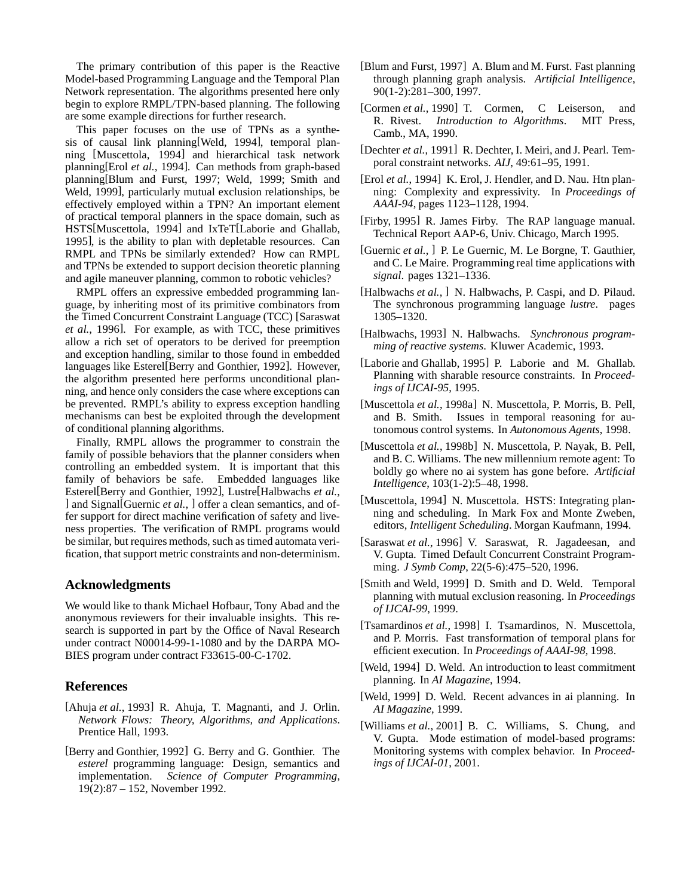The primary contribution of this paper is the Reactive Model-based Programming Language and the Temporal Plan Network representation. The algorithms presented here only begin to explore RMPL/TPN-based planning. The following are some example directions for further research.

This paper focuses on the use of TPNs as a synthesis of causal link planning[Weld, 1994], temporal planning [Muscettola, 1994] and hierarchical task network planning[Erol *et al.*, 1994]. Can methods from graph-based planning[Blum and Furst, 1997; Weld, 1999; Smith and Weld, 1999], particularly mutual exclusion relationships, be effectively employed within a TPN? An important element of practical temporal planners in the space domain, such as HSTS[Muscettola, 1994] and IxTeT[Laborie and Ghallab, 1995], is the ability to plan with depletable resources. Can RMPL and TPNs be similarly extended? How can RMPL and TPNs be extended to support decision theoretic planning and agile maneuver planning, common to robotic vehicles?

RMPL offers an expressive embedded programming language, by inheriting most of its primitive combinators from the Timed Concurrent Constraint Language (TCC) [Saraswat *et al.*, 1996]. For example, as with TCC, these primitives allow a rich set of operators to be derived for preemption and exception handling, similar to those found in embedded languages like Esterel[Berry and Gonthier, 1992]. However, the algorithm presented here performs unconditional planning, and hence only considers the case where exceptions can be prevented. RMPL's ability to express exception handling mechanisms can best be exploited through the development of conditional planning algorithms.

Finally, RMPL allows the programmer to constrain the family of possible behaviors that the planner considers when controlling an embedded system. It is important that this family of behaviors be safe. Embedded languages like Esterel[Berry and Gonthier, 1992], Lustre[Halbwachs *et al.*, ] and Signal[Guernic *et al.*, ] offer a clean semantics, and offer support for direct machine verification of safety and liveness properties. The verification of RMPL programs would be similar, but requires methods, such as timed automata verification, that support metric constraints and non-determinism.

## Acknowledgments

We would like to thank Michael Hofbaur, Tony Abad and the anonymous reviewers for their invaluable insights. This research is supported in part by the Office of Naval Research under contract N00014-99-1-1080 and by the DARPA MOBIES program under contract F33615-00-C-1702.

## References

[Ahuja *et al.*, 1993] R. Ahuja, T. Magnanti, and J. Orlin. *Network Flows: Theory, Algorithms, and Applications*. Prentice Hall, 1993.

[Berry and Gonthier, 1992] G. Berry and G. Gonthier. The *esterel* programming language: Design, semantics and implementation. *Science of Computer Programming*, 19(2):87 – 152, November 1992.

[Blum and Furst, 1997] A. Blum and M. Furst. Fast planning through planning graph analysis. *Artificial Intelligence*, 90(1-2):281–300, 1997.

[Cormen *et al.*, 1990] T. Cormen, C Leiserson, and R. Rivest. *Introduction to Algorithms*. MIT Press, Camb., MA, 1990.

[Dechter *et al.*, 1991] R. Dechter, I. Meiri, and J. Pearl. Temporal constraint networks. *AIJ*, 49:61–95, 1991.

[Erol *et al.*, 1994] K. Erol, J. Hendler, and D. Nau. Htn planning: Complexity and expressivity. In *Proceedings of AAAI-94*, pages 1123–1128, 1994.

[Firby, 1995] R. James Firby. The RAP language manual. Technical Report AAP-6, Univ. Chicago, March 1995.

[Guernic *et al.*, ] P. Le Guernic, M. Le Borgne, T. Gauthier, and C. Le Maire. Programming real time applications with *signal*. pages 1321–1336.

[Halbwachs *et al.*, ] N. Halbwachs, P. Caspi, and D. Pilaud. The synchronous programming language *lustre*. pages 1305–1320.

[Halbwachs, 1993] N. Halbwachs. *Synchronous programming of reactive systems*. Kluwer Academic, 1993.

[Laborie and Ghallab, 1995] P. Laborie and M. Ghallab. Planning with sharable resource constraints. In *Proceedings of IJCAI-95*, 1995.

[Muscettola *et al.*, 1998a] N. Muscettola, P. Morris, B. Pell, and B. Smith. Issues in temporal reasoning for autonomous control systems. In *Autonomous Agents*, 1998.

[Muscettola *et al.*, 1998b] N. Muscettola, P. Nayak, B. Pell, and B. C. Williams. The new millennium remote agent: To boldly go where no ai system has gone before. *Artificial Intelligence*, 103(1-2):5–48, 1998.

[Muscettola, 1994] N. Muscettola. HSTS: Integrating planning and scheduling. In Mark Fox and Monte Zweben, editors, *Intelligent Scheduling*. Morgan Kaufmann, 1994.

[Saraswat *et al.*, 1996] V. Saraswat, R. Jagadeesan, and V. Gupta. Timed Default Concurrent Constraint Programming. *J Symb Comp*, 22(5-6):475–520, 1996.

[Smith and Weld, 1999] D. Smith and D. Weld. Temporal planning with mutual exclusion reasoning. In *Proceedings of IJCAI-99*, 1999.

[Tsamardinos *et al.*, 1998] I. Tsamardinos, N. Muscettola, and P. Morris. Fast transformation of temporal plans for efficient execution. In *Proceedings of AAAI-98*, 1998.

[Weld, 1994] D. Weld. An introduction to least commitment planning. In *AI Magazine*, 1994.

[Weld, 1999] D. Weld. Recent advances in ai planning. In *AI Magazine*, 1999.

[Williams *et al.*, 2001] B. C. Williams, S. Chung, and V. Gupta. Mode estimation of model-based programs: Monitoring systems with complex behavior. In *Proceedings of IJCAI-01*, 2001.